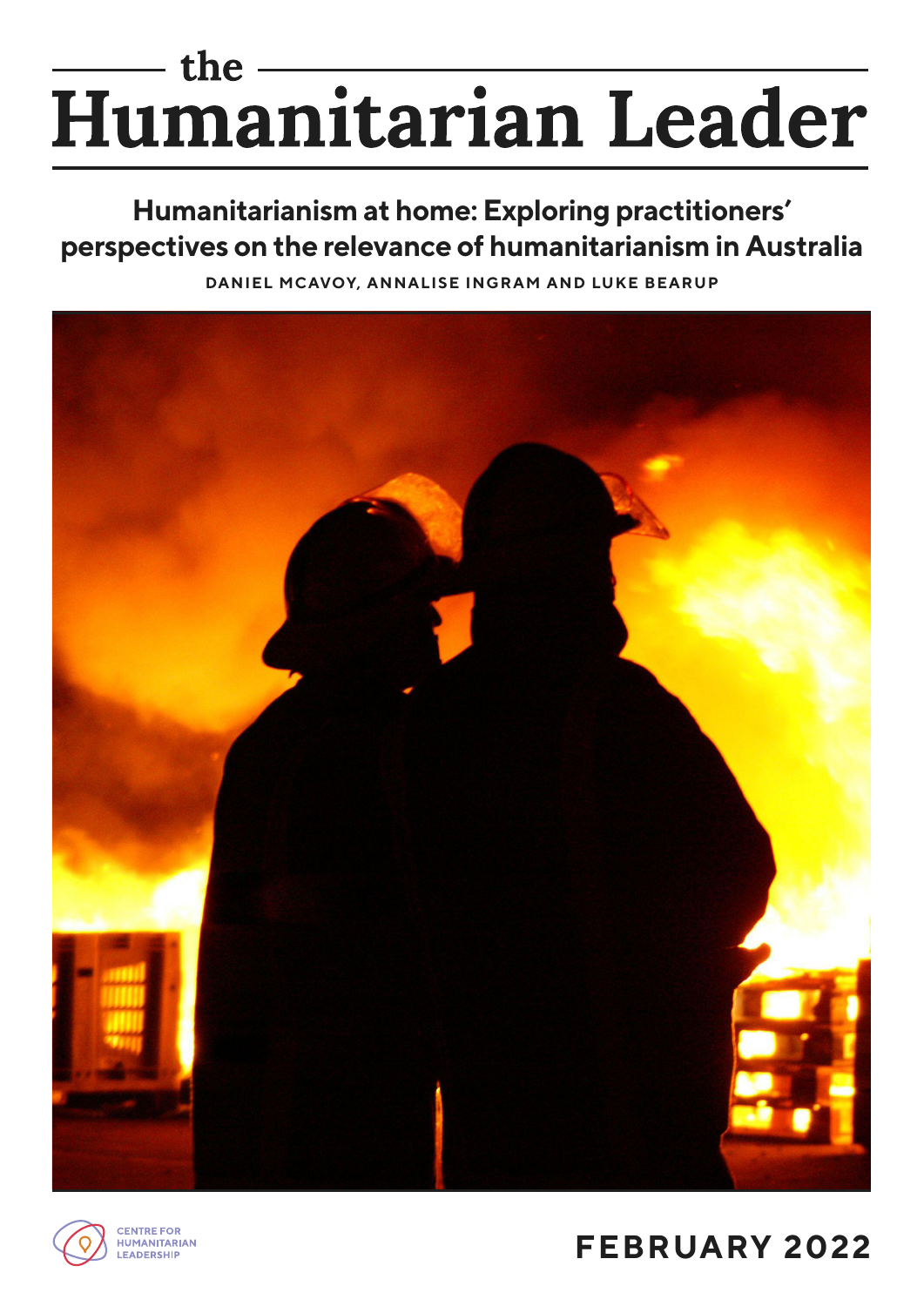# the Humanitarian Leader

## Humanitarianism at home: Exploring practitioners' perspectives on the relevance of humanitarianism in Australia

DANIEL MCAVOY, ANNALISE INGRAM AND LUKE BEARUP

CENTRE FOR HUMANITARIAN LEADERSHIP

FEBRUARY 2022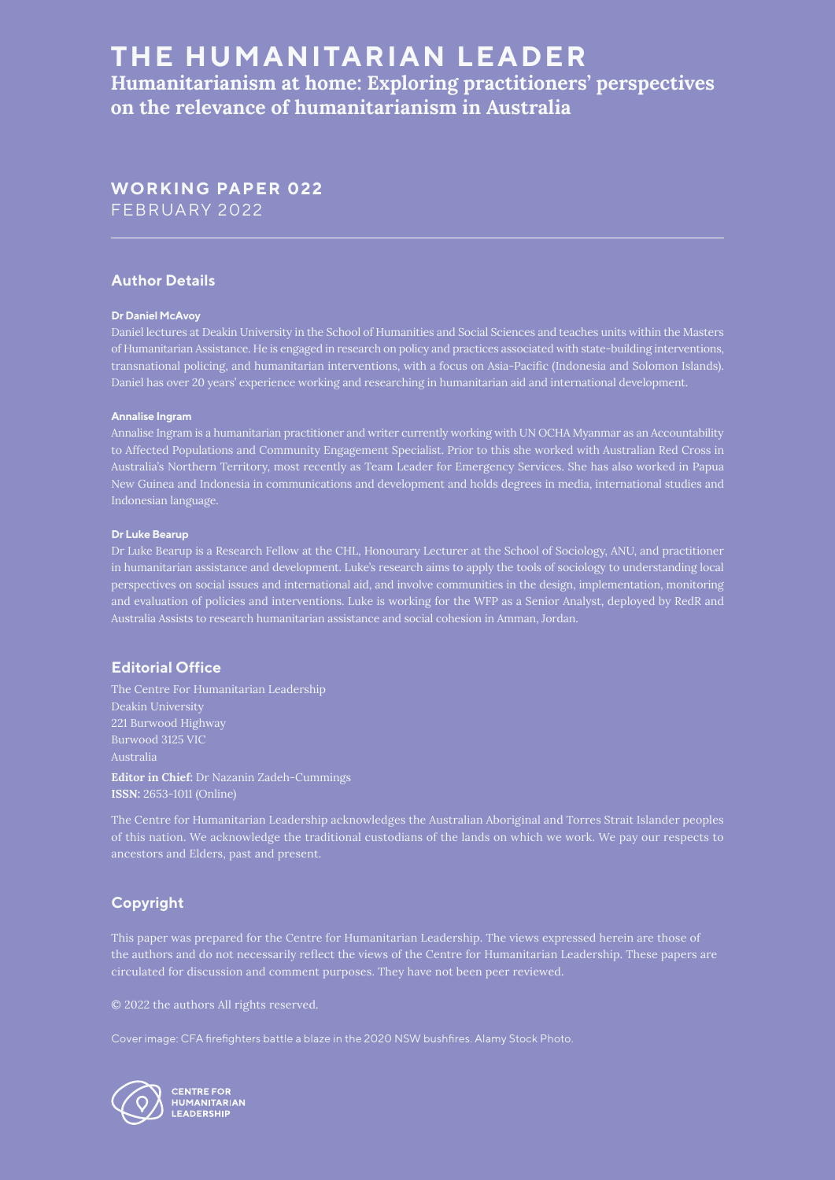# THE HUMANITARIAN LEADER

**Humanitarianism at home: Exploring practitioners' perspectives on the relevance of humanitarianism in Australia**

**WORKING PAPER 022**
FEBRUARY 2022

---

## Author Details

**Dr Daniel McAvoy**

Daniel lectures at Deakin University in the School of Humanities and Social Sciences and teaches units within the Masters of Humanitarian Assistance. He is engaged in research on policy and practices associated with state-building interventions, transnational policing, and humanitarian interventions, with a focus on Asia-Pacific (Indonesia and Solomon Islands). Daniel has over 20 years' experience working and researching in humanitarian aid and international development.

**Annalise Ingram**

Annalise Ingram is a humanitarian practitioner and writer currently working with UN OCHA Myanmar as an Accountability to Affected Populations and Community Engagement Specialist. Prior to this she worked with Australian Red Cross in Australia's Northern Territory, most recently as Team Leader for Emergency Services. She has also worked in Papua New Guinea and Indonesia in communications and development and holds degrees in media, international studies and Indonesian language.

**Dr Luke Bearup**

Dr Luke Bearup is a Research Fellow at the CHL, Honourary Lecturer at the School of Sociology, ANU, and practitioner in humanitarian assistance and development. Luke's research aims to apply the tools of sociology to understanding local perspectives on social issues and international aid, and involve communities in the design, implementation, monitoring and evaluation of policies and interventions. Luke is working for the WFP as a Senior Analyst, deployed by RedR and Australia Assists to research humanitarian assistance and social cohesion in Amman, Jordan.

## Editorial Office

The Centre For Humanitarian Leadership
Deakin University
221 Burwood Highway
Burwood 3125 VIC
Australia

**Editor in Chief:** Dr Nazanin Zadeh-Cummings
**ISSN:** 2653-1011 (Online)

The Centre for Humanitarian Leadership acknowledges the Australian Aboriginal and Torres Strait Islander peoples of this nation. We acknowledge the traditional custodians of the lands on which we work. We pay our respects to ancestors and Elders, past and present.

## Copyright

This paper was prepared for the Centre for Humanitarian Leadership. The views expressed herein are those of the authors and do not necessarily reflect the views of the Centre for Humanitarian Leadership. These papers are circulated for discussion and comment purposes. They have not been peer reviewed.

© 2022 the authors All rights reserved.

Cover image: CFA firefighters battle a blaze in the 2020 NSW bushfires. Alamy Stock Photo.

CENTRE FOR HUMANITARIAN LEADERSHIP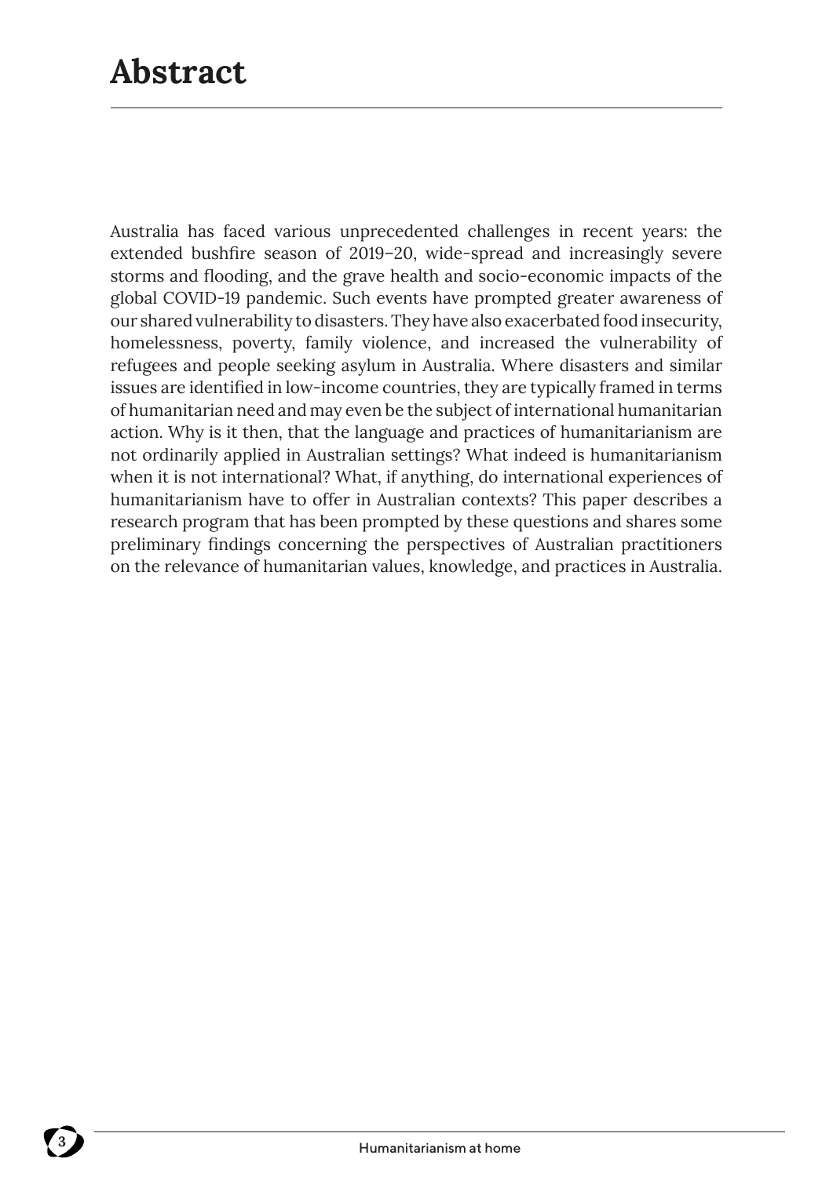# Abstract

Australia has faced various unprecedented challenges in recent years: the extended bushfire season of 2019–20, wide-spread and increasingly severe storms and flooding, and the grave health and socio-economic impacts of the global COVID-19 pandemic. Such events have prompted greater awareness of our shared vulnerability to disasters. They have also exacerbated food insecurity, homelessness, poverty, family violence, and increased the vulnerability of refugees and people seeking asylum in Australia. Where disasters and similar issues are identified in low-income countries, they are typically framed in terms of humanitarian need and may even be the subject of international humanitarian action. Why is it then, that the language and practices of humanitarianism are not ordinarily applied in Australian settings? What indeed is humanitarianism when it is not international? What, if anything, do international experiences of humanitarianism have to offer in Australian contexts? This paper describes a research program that has been prompted by these questions and shares some preliminary findings concerning the perspectives of Australian practitioners on the relevance of humanitarian values, knowledge, and practices in Australia.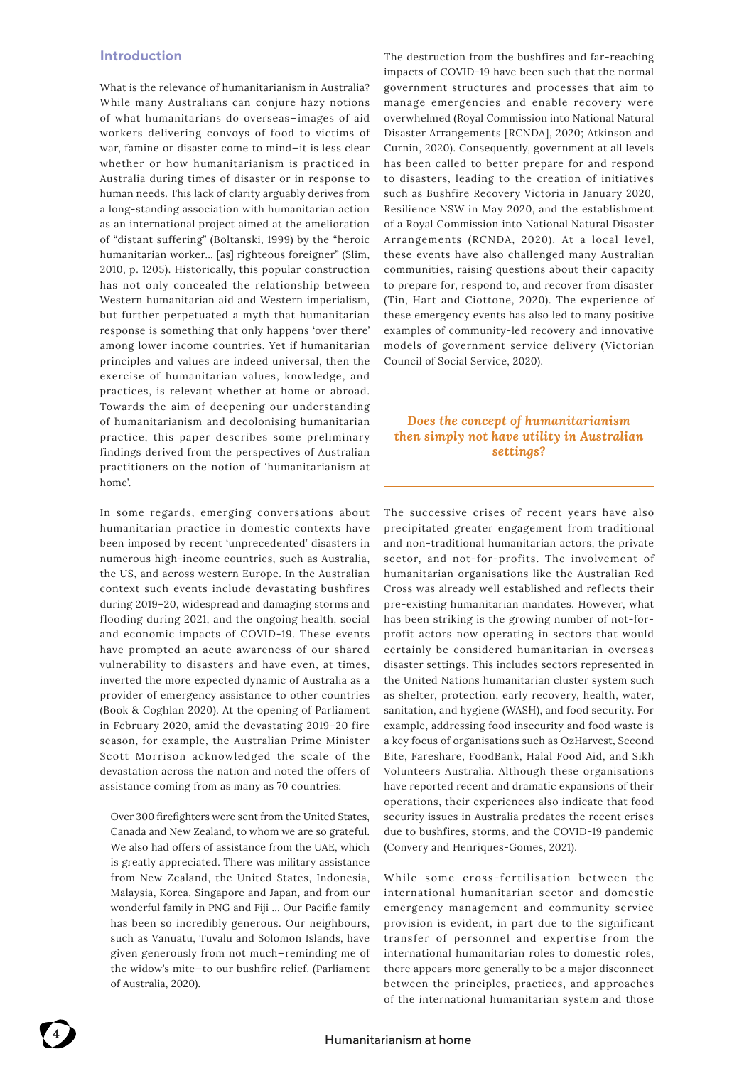## Introduction

What is the relevance of humanitarianism in Australia? While many Australians can conjure hazy notions of what humanitarians do overseas—images of aid workers delivering convoys of food to victims of war, famine or disaster come to mind—it is less clear whether or how humanitarianism is practiced in Australia during times of disaster or in response to human needs. This lack of clarity arguably derives from a long-standing association with humanitarian action as an international project aimed at the amelioration of "distant suffering" (Boltanski, 1999) by the "heroic humanitarian worker… [as] righteous foreigner" (Slim, 2010, p. 1205). Historically, this popular construction has not only concealed the relationship between Western humanitarian aid and Western imperialism, but further perpetuated a myth that humanitarian response is something that only happens 'over there' among lower income countries. Yet if humanitarian principles and values are indeed universal, then the exercise of humanitarian values, knowledge, and practices, is relevant whether at home or abroad. Towards the aim of deepening our understanding of humanitarianism and decolonising humanitarian practice, this paper describes some preliminary findings derived from the perspectives of Australian practitioners on the notion of 'humanitarianism at home'.

In some regards, emerging conversations about humanitarian practice in domestic contexts have been imposed by recent 'unprecedented' disasters in numerous high-income countries, such as Australia, the US, and across western Europe. In the Australian context such events include devastating bushfires during 2019–20, widespread and damaging storms and flooding during 2021, and the ongoing health, social and economic impacts of COVID-19. These events have prompted an acute awareness of our shared vulnerability to disasters and have even, at times, inverted the more expected dynamic of Australia as a provider of emergency assistance to other countries (Book & Coghlan 2020). At the opening of Parliament in February 2020, amid the devastating 2019–20 fire season, for example, the Australian Prime Minister Scott Morrison acknowledged the scale of the devastation across the nation and noted the offers of assistance coming from as many as 70 countries:

> Over 300 firefighters were sent from the United States, Canada and New Zealand, to whom we are so grateful. We also had offers of assistance from the UAE, which is greatly appreciated. There was military assistance from New Zealand, the United States, Indonesia, Malaysia, Korea, Singapore and Japan, and from our wonderful family in PNG and Fiji … Our Pacific family has been so incredibly generous. Our neighbours, such as Vanuatu, Tuvalu and Solomon Islands, have given generously from not much—reminding me of the widow's mite—to our bushfire relief. (Parliament of Australia, 2020).

The destruction from the bushfires and far-reaching impacts of COVID-19 have been such that the normal government structures and processes that aim to manage emergencies and enable recovery were overwhelmed (Royal Commission into National Natural Disaster Arrangements [RCNDA], 2020; Atkinson and Curnin, 2020). Consequently, government at all levels has been called to better prepare for and respond to disasters, leading to the creation of initiatives such as Bushfire Recovery Victoria in January 2020, Resilience NSW in May 2020, and the establishment of a Royal Commission into National Natural Disaster Arrangements (RCNDA, 2020). At a local level, these events have also challenged many Australian communities, raising questions about their capacity to prepare for, respond to, and recover from disaster (Tin, Hart and Ciottone, 2020). The experience of these emergency events has also led to many positive examples of community-led recovery and innovative models of government service delivery (Victorian Council of Social Service, 2020).

> ***Does the concept of humanitarianism then simply not have utility in Australian settings?***

The successive crises of recent years have also precipitated greater engagement from traditional and non-traditional humanitarian actors, the private sector, and not-for-profits. The involvement of humanitarian organisations like the Australian Red Cross was already well established and reflects their pre-existing humanitarian mandates. However, what has been striking is the growing number of not-for-profit actors now operating in sectors that would certainly be considered humanitarian in overseas disaster settings. This includes sectors represented in the United Nations humanitarian cluster system such as shelter, protection, early recovery, health, water, sanitation, and hygiene (WASH), and food security. For example, addressing food insecurity and food waste is a key focus of organisations such as OzHarvest, Second Bite, Fareshare, FoodBank, Halal Food Aid, and Sikh Volunteers Australia. Although these organisations have reported recent and dramatic expansions of their operations, their experiences also indicate that food security issues in Australia predates the recent crises due to bushfires, storms, and the COVID-19 pandemic (Convery and Henriques-Gomes, 2021).

While some cross-fertilisation between the international humanitarian sector and domestic emergency management and community service provision is evident, in part due to the significant transfer of personnel and expertise from the international humanitarian roles to domestic roles, there appears more generally to be a major disconnect between the principles, practices, and approaches of the international humanitarian system and those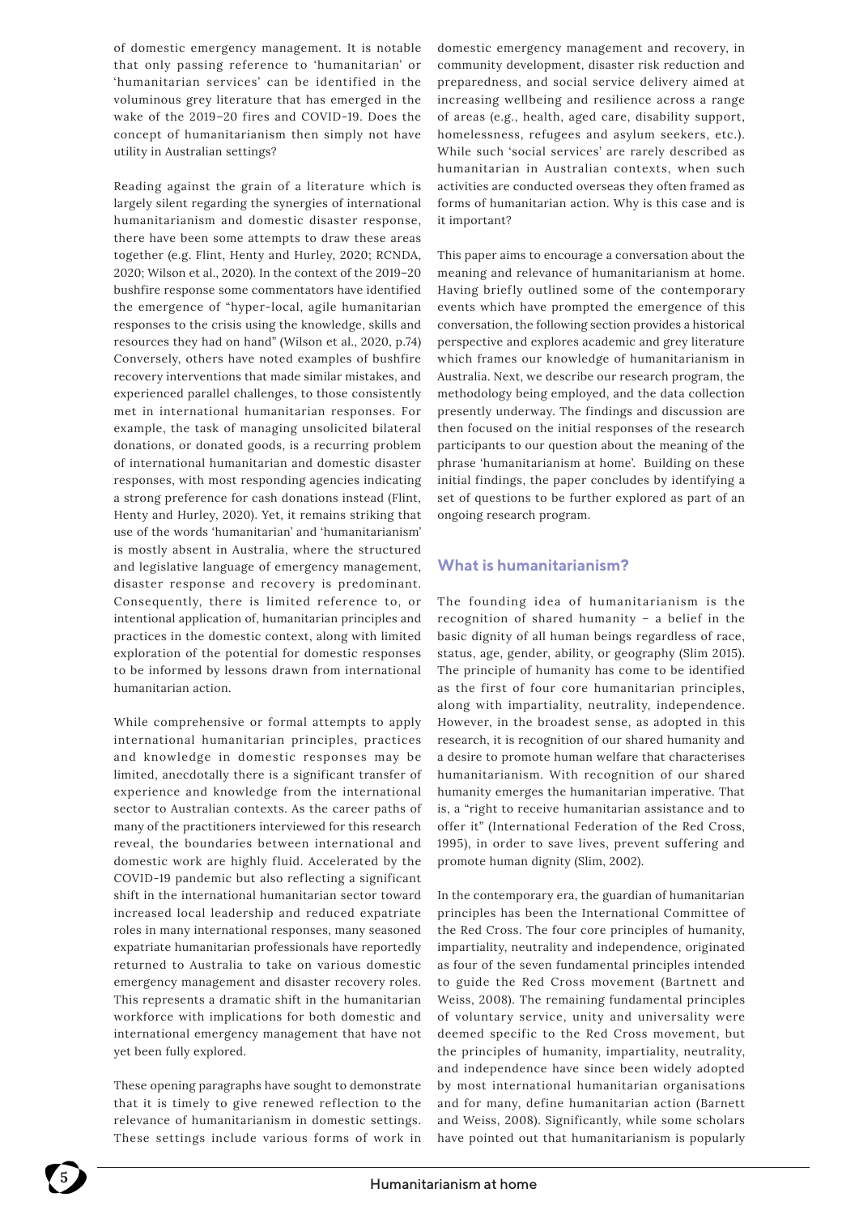of domestic emergency management. It is notable that only passing reference to 'humanitarian' or 'humanitarian services' can be identified in the voluminous grey literature that has emerged in the wake of the 2019–20 fires and COVID-19. Does the concept of humanitarianism then simply not have utility in Australian settings?

Reading against the grain of a literature which is largely silent regarding the synergies of international humanitarianism and domestic disaster response, there have been some attempts to draw these areas together (e.g. Flint, Henty and Hurley, 2020; RCNDA, 2020; Wilson et al., 2020). In the context of the 2019–20 bushfire response some commentators have identified the emergence of "hyper-local, agile humanitarian responses to the crisis using the knowledge, skills and resources they had on hand" (Wilson et al., 2020, p.74) Conversely, others have noted examples of bushfire recovery interventions that made similar mistakes, and experienced parallel challenges, to those consistently met in international humanitarian responses. For example, the task of managing unsolicited bilateral donations, or donated goods, is a recurring problem of international humanitarian and domestic disaster responses, with most responding agencies indicating a strong preference for cash donations instead (Flint, Henty and Hurley, 2020). Yet, it remains striking that use of the words 'humanitarian' and 'humanitarianism' is mostly absent in Australia, where the structured and legislative language of emergency management, disaster response and recovery is predominant. Consequently, there is limited reference to, or intentional application of, humanitarian principles and practices in the domestic context, along with limited exploration of the potential for domestic responses to be informed by lessons drawn from international humanitarian action.

While comprehensive or formal attempts to apply international humanitarian principles, practices and knowledge in domestic responses may be limited, anecdotally there is a significant transfer of experience and knowledge from the international sector to Australian contexts. As the career paths of many of the practitioners interviewed for this research reveal, the boundaries between international and domestic work are highly fluid. Accelerated by the COVID-19 pandemic but also reflecting a significant shift in the international humanitarian sector toward increased local leadership and reduced expatriate roles in many international responses, many seasoned expatriate humanitarian professionals have reportedly returned to Australia to take on various domestic emergency management and disaster recovery roles. This represents a dramatic shift in the humanitarian workforce with implications for both domestic and international emergency management that have not yet been fully explored.

These opening paragraphs have sought to demonstrate that it is timely to give renewed reflection to the relevance of humanitarianism in domestic settings. These settings include various forms of work in domestic emergency management and recovery, in community development, disaster risk reduction and preparedness, and social service delivery aimed at increasing wellbeing and resilience across a range of areas (e.g., health, aged care, disability support, homelessness, refugees and asylum seekers, etc.). While such 'social services' are rarely described as humanitarian in Australian contexts, when such activities are conducted overseas they often framed as forms of humanitarian action. Why is this case and is it important?

This paper aims to encourage a conversation about the meaning and relevance of humanitarianism at home. Having briefly outlined some of the contemporary events which have prompted the emergence of this conversation, the following section provides a historical perspective and explores academic and grey literature which frames our knowledge of humanitarianism in Australia. Next, we describe our research program, the methodology being employed, and the data collection presently underway. The findings and discussion are then focused on the initial responses of the research participants to our question about the meaning of the phrase 'humanitarianism at home'. Building on these initial findings, the paper concludes by identifying a set of questions to be further explored as part of an ongoing research program.

## What is humanitarianism?

The founding idea of humanitarianism is the recognition of shared humanity – a belief in the basic dignity of all human beings regardless of race, status, age, gender, ability, or geography (Slim 2015). The principle of humanity has come to be identified as the first of four core humanitarian principles, along with impartiality, neutrality, independence. However, in the broadest sense, as adopted in this research, it is recognition of our shared humanity and a desire to promote human welfare that characterises humanitarianism. With recognition of our shared humanity emerges the humanitarian imperative. That is, a "right to receive humanitarian assistance and to offer it" (International Federation of the Red Cross, 1995), in order to save lives, prevent suffering and promote human dignity (Slim, 2002).

In the contemporary era, the guardian of humanitarian principles has been the International Committee of the Red Cross. The four core principles of humanity, impartiality, neutrality and independence, originated as four of the seven fundamental principles intended to guide the Red Cross movement (Bartnett and Weiss, 2008). The remaining fundamental principles of voluntary service, unity and universality were deemed specific to the Red Cross movement, but the principles of humanity, impartiality, neutrality, and independence have since been widely adopted by most international humanitarian organisations and for many, define humanitarian action (Barnett and Weiss, 2008). Significantly, while some scholars have pointed out that humanitarianism is popularly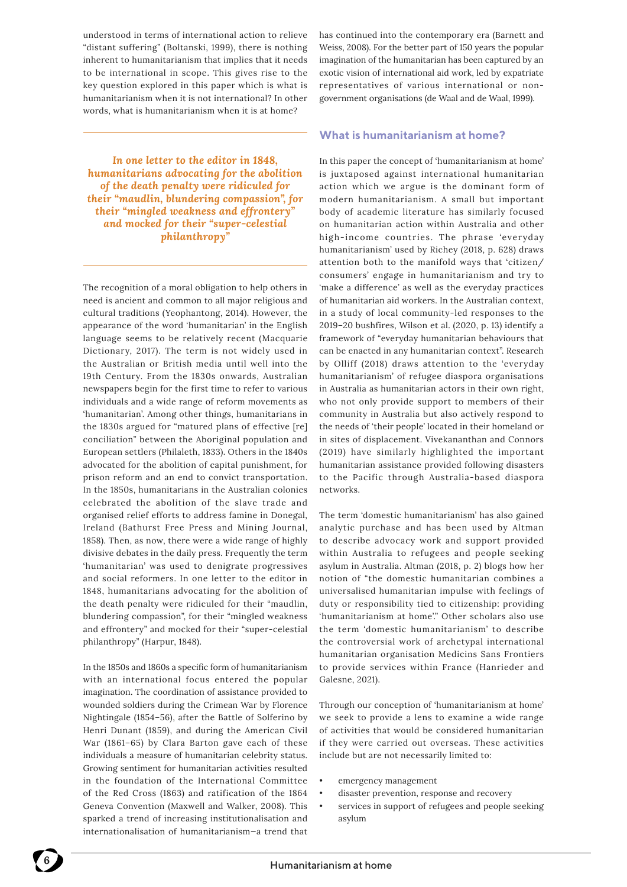understood in terms of international action to relieve "distant suffering" (Boltanski, 1999), there is nothing inherent to humanitarianism that implies that it needs to be international in scope. This gives rise to the key question explored in this paper which is what is humanitarianism when it is not international? In other words, what is humanitarianism when it is at home?

> *In one letter to the editor in 1848, humanitarians advocating for the abolition of the death penalty were ridiculed for their "maudlin, blundering compassion", for their "mingled weakness and effrontery" and mocked for their "super-celestial philanthropy"*

The recognition of a moral obligation to help others in need is ancient and common to all major religious and cultural traditions (Yeophantong, 2014). However, the appearance of the word 'humanitarian' in the English language seems to be relatively recent (Macquarie Dictionary, 2017). The term is not widely used in the Australian or British media until well into the 19th Century. From the 1830s onwards, Australian newspapers begin for the first time to refer to various individuals and a wide range of reform movements as 'humanitarian'. Among other things, humanitarians in the 1830s argued for "matured plans of effective [re] conciliation" between the Aboriginal population and European settlers (Philaleth, 1833). Others in the 1840s advocated for the abolition of capital punishment, for prison reform and an end to convict transportation. In the 1850s, humanitarians in the Australian colonies celebrated the abolition of the slave trade and organised relief efforts to address famine in Donegal, Ireland (Bathurst Free Press and Mining Journal, 1858). Then, as now, there were a wide range of highly divisive debates in the daily press. Frequently the term 'humanitarian' was used to denigrate progressives and social reformers. In one letter to the editor in 1848, humanitarians advocating for the abolition of the death penalty were ridiculed for their "maudlin, blundering compassion", for their "mingled weakness and effrontery" and mocked for their "super-celestial philanthropy" (Harpur, 1848).

In the 1850s and 1860s a specific form of humanitarianism with an international focus entered the popular imagination. The coordination of assistance provided to wounded soldiers during the Crimean War by Florence Nightingale (1854–56), after the Battle of Solferino by Henri Dunant (1859), and during the American Civil War (1861–65) by Clara Barton gave each of these individuals a measure of humanitarian celebrity status. Growing sentiment for humanitarian activities resulted in the foundation of the International Committee of the Red Cross (1863) and ratification of the 1864 Geneva Convention (Maxwell and Walker, 2008). This sparked a trend of increasing institutionalisation and internationalisation of humanitarianism—a trend that has continued into the contemporary era (Barnett and Weiss, 2008). For the better part of 150 years the popular imagination of the humanitarian has been captured by an exotic vision of international aid work, led by expatriate representatives of various international or non-government organisations (de Waal and de Waal, 1999).

## What is humanitarianism at home?

In this paper the concept of 'humanitarianism at home' is juxtaposed against international humanitarian action which we argue is the dominant form of modern humanitarianism. A small but important body of academic literature has similarly focused on humanitarian action within Australia and other high-income countries. The phrase 'everyday humanitarianism' used by Richey (2018, p. 628) draws attention both to the manifold ways that 'citizen/consumers' engage in humanitarianism and try to 'make a difference' as well as the everyday practices of humanitarian aid workers. In the Australian context, in a study of local community-led responses to the 2019–20 bushfires, Wilson et al. (2020, p. 13) identify a framework of "everyday humanitarian behaviours that can be enacted in any humanitarian context". Research by Olliff (2018) draws attention to the 'everyday humanitarianism' of refugee diaspora organisations in Australia as humanitarian actors in their own right, who not only provide support to members of their community in Australia but also actively respond to the needs of 'their people' located in their homeland or in sites of displacement. Vivekananthan and Connors (2019) have similarly highlighted the important humanitarian assistance provided following disasters to the Pacific through Australia-based diaspora networks.

The term 'domestic humanitarianism' has also gained analytic purchase and has been used by Altman to describe advocacy work and support provided within Australia to refugees and people seeking asylum in Australia. Altman (2018, p. 2) blogs how her notion of "the domestic humanitarian combines a universalised humanitarian impulse with feelings of duty or responsibility tied to citizenship: providing 'humanitarianism at home'." Other scholars also use the term 'domestic humanitarianism' to describe the controversial work of archetypal international humanitarian organisation Medicins Sans Frontiers to provide services within France (Hanrieder and Galesne, 2021).

Through our conception of 'humanitarianism at home' we seek to provide a lens to examine a wide range of activities that would be considered humanitarian if they were carried out overseas. These activities include but are not necessarily limited to:

- emergency management
- disaster prevention, response and recovery
- services in support of refugees and people seeking asylum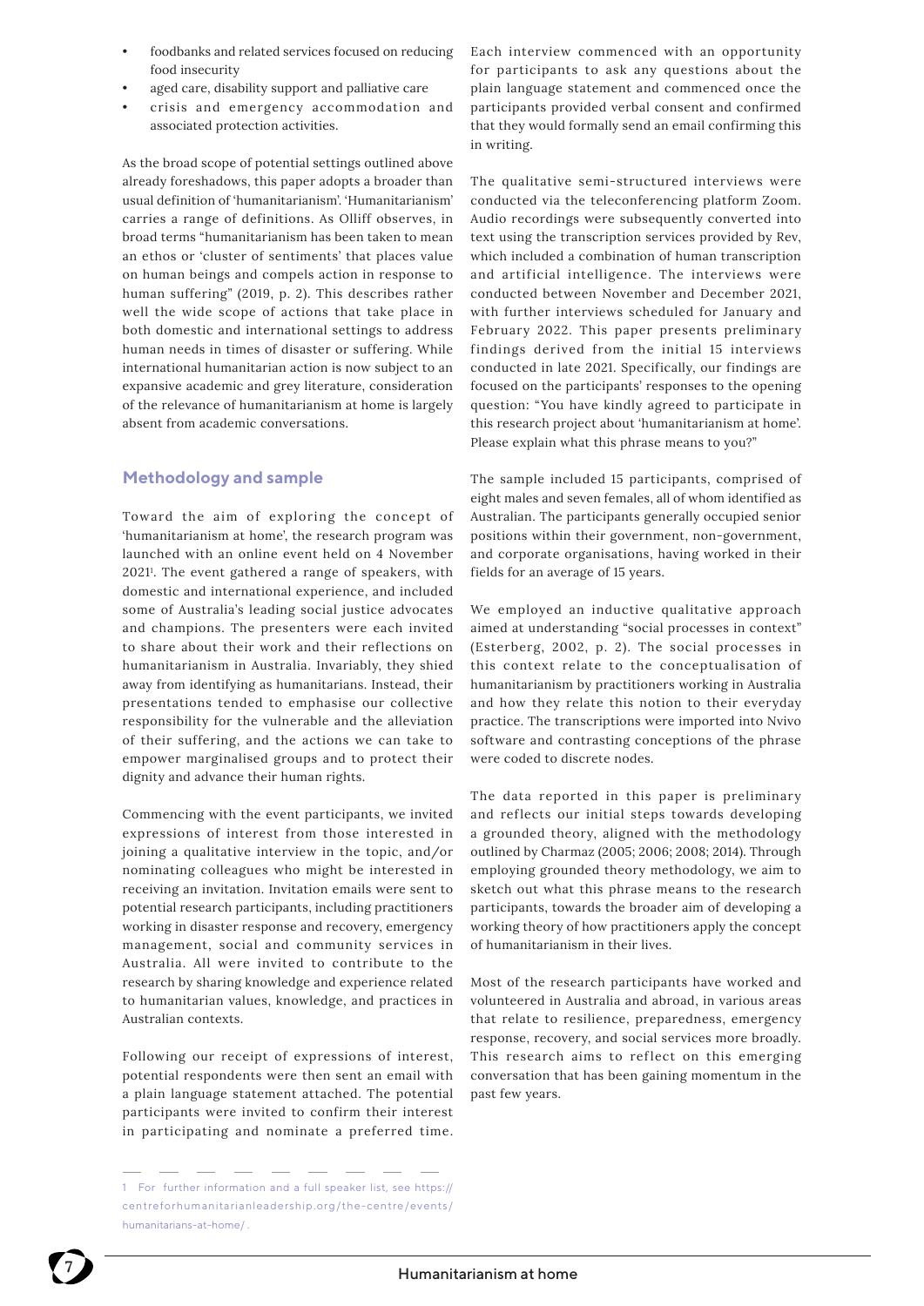- foodbanks and related services focused on reducing food insecurity
- aged care, disability support and palliative care
- crisis and emergency accommodation and associated protection activities.

As the broad scope of potential settings outlined above already foreshadows, this paper adopts a broader than usual definition of 'humanitarianism'. 'Humanitarianism' carries a range of definitions. As Olliff observes, in broad terms "humanitarianism has been taken to mean an ethos or 'cluster of sentiments' that places value on human beings and compels action in response to human suffering" (2019, p. 2). This describes rather well the wide scope of actions that take place in both domestic and international settings to address human needs in times of disaster or suffering. While international humanitarian action is now subject to an expansive academic and grey literature, consideration of the relevance of humanitarianism at home is largely absent from academic conversations.

## Methodology and sample

Toward the aim of exploring the concept of 'humanitarianism at home', the research program was launched with an online event held on 4 November 2021[1]. The event gathered a range of speakers, with domestic and international experience, and included some of Australia's leading social justice advocates and champions. The presenters were each invited to share about their work and their reflections on humanitarianism in Australia. Invariably, they shied away from identifying as humanitarians. Instead, their presentations tended to emphasise our collective responsibility for the vulnerable and the alleviation of their suffering, and the actions we can take to empower marginalised groups and to protect their dignity and advance their human rights.

Commencing with the event participants, we invited expressions of interest from those interested in joining a qualitative interview in the topic, and/or nominating colleagues who might be interested in receiving an invitation. Invitation emails were sent to potential research participants, including practitioners working in disaster response and recovery, emergency management, social and community services in Australia. All were invited to contribute to the research by sharing knowledge and experience related to humanitarian values, knowledge, and practices in Australian contexts.

Following our receipt of expressions of interest, potential respondents were then sent an email with a plain language statement attached. The potential participants were invited to confirm their interest in participating and nominate a preferred time. Each interview commenced with an opportunity for participants to ask any questions about the plain language statement and commenced once the participants provided verbal consent and confirmed that they would formally send an email confirming this in writing.

The qualitative semi-structured interviews were conducted via the teleconferencing platform Zoom. Audio recordings were subsequently converted into text using the transcription services provided by Rev, which included a combination of human transcription and artificial intelligence. The interviews were conducted between November and December 2021, with further interviews scheduled for January and February 2022. This paper presents preliminary findings derived from the initial 15 interviews conducted in late 2021. Specifically, our findings are focused on the participants' responses to the opening question: "You have kindly agreed to participate in this research project about 'humanitarianism at home'. Please explain what this phrase means to you?"

The sample included 15 participants, comprised of eight males and seven females, all of whom identified as Australian. The participants generally occupied senior positions within their government, non-government, and corporate organisations, having worked in their fields for an average of 15 years.

We employed an inductive qualitative approach aimed at understanding "social processes in context" (Esterberg, 2002, p. 2). The social processes in this context relate to the conceptualisation of humanitarianism by practitioners working in Australia and how they relate this notion to their everyday practice. The transcriptions were imported into Nvivo software and contrasting conceptions of the phrase were coded to discrete nodes.

The data reported in this paper is preliminary and reflects our initial steps towards developing a grounded theory, aligned with the methodology outlined by Charmaz (2005; 2006; 2008; 2014). Through employing grounded theory methodology, we aim to sketch out what this phrase means to the research participants, towards the broader aim of developing a working theory of how practitioners apply the concept of humanitarianism in their lives.

Most of the research participants have worked and volunteered in Australia and abroad, in various areas that relate to resilience, preparedness, emergency response, recovery, and social services more broadly. This research aims to reflect on this emerging conversation that has been gaining momentum in the past few years.

---

1 For further information and a full speaker list, see https://centreforhumanitarianleadership.org/the-centre/events/humanitarians-at-home/ .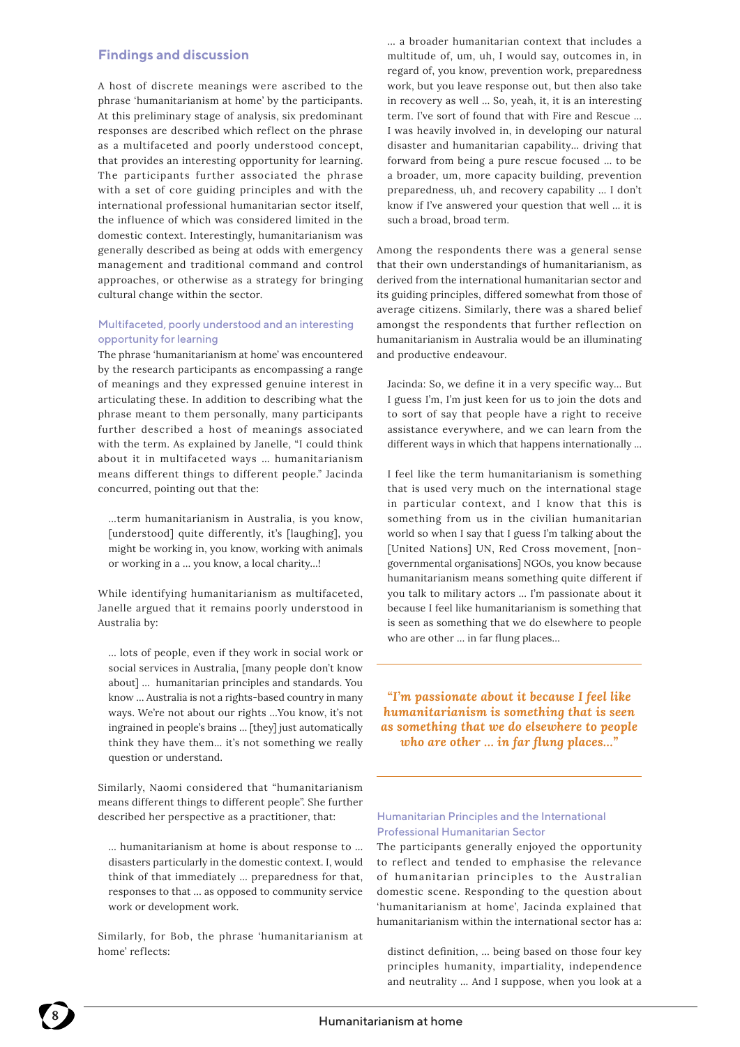## Findings and discussion

A host of discrete meanings were ascribed to the phrase 'humanitarianism at home' by the participants. At this preliminary stage of analysis, six predominant responses are described which reflect on the phrase as a multifaceted and poorly understood concept, that provides an interesting opportunity for learning. The participants further associated the phrase with a set of core guiding principles and with the international professional humanitarian sector itself, the influence of which was considered limited in the domestic context. Interestingly, humanitarianism was generally described as being at odds with emergency management and traditional command and control approaches, or otherwise as a strategy for bringing cultural change within the sector.

### Multifaceted, poorly understood and an interesting opportunity for learning

The phrase 'humanitarianism at home' was encountered by the research participants as encompassing a range of meanings and they expressed genuine interest in articulating these. In addition to describing what the phrase meant to them personally, many participants further described a host of meanings associated with the term. As explained by Janelle, "I could think about it in multifaceted ways ... humanitarianism means different things to different people." Jacinda concurred, pointing out that the:

> ...term humanitarianism in Australia, is you know, [understood] quite differently, it's [laughing], you might be working in, you know, working with animals or working in a ... you know, a local charity...!

While identifying humanitarianism as multifaceted, Janelle argued that it remains poorly understood in Australia by:

> ... lots of people, even if they work in social work or social services in Australia, [many people don't know about] ... humanitarian principles and standards. You know ... Australia is not a rights-based country in many ways. We're not about our rights ...You know, it's not ingrained in people's brains ... [they] just automatically think they have them... it's not something we really question or understand.

Similarly, Naomi considered that "humanitarianism means different things to different people". She further described her perspective as a practitioner, that:

> ... humanitarianism at home is about response to ... disasters particularly in the domestic context. I, would think of that immediately ... preparedness for that, responses to that ... as opposed to community service work or development work.

Similarly, for Bob, the phrase 'humanitarianism at home' reflects:

> ... a broader humanitarian context that includes a multitude of, um, uh, I would say, outcomes in, in regard of, you know, prevention work, preparedness work, but you leave response out, but then also take in recovery as well ... So, yeah, it, it is an interesting term. I've sort of found that with Fire and Rescue ... I was heavily involved in, in developing our natural disaster and humanitarian capability... driving that forward from being a pure rescue focused ... to be a broader, um, more capacity building, prevention preparedness, uh, and recovery capability ... I don't know if I've answered your question that well ... it is such a broad, broad term.

Among the respondents there was a general sense that their own understandings of humanitarianism, as derived from the international humanitarian sector and its guiding principles, differed somewhat from those of average citizens. Similarly, there was a shared belief amongst the respondents that further reflection on humanitarianism in Australia would be an illuminating and productive endeavour.

> Jacinda: So, we define it in a very specific way... But I guess I'm, I'm just keen for us to join the dots and to sort of say that people have a right to receive assistance everywhere, and we can learn from the different ways in which that happens internationally ...
>
> I feel like the term humanitarianism is something that is used very much on the international stage in particular context, and I know that this is something from us in the civilian humanitarian world so when I say that I guess I'm talking about the [United Nations] UN, Red Cross movement, [non-governmental organisations] NGOs, you know because humanitarianism means something quite different if you talk to military actors ... I'm passionate about it because I feel like humanitarianism is something that is seen as something that we do elsewhere to people who are other ... in far flung places...

*"I'm passionate about it because I feel like humanitarianism is something that is seen as something that we do elsewhere to people who are other ... in far flung places..."*

### Humanitarian Principles and the International Professional Humanitarian Sector

The participants generally enjoyed the opportunity to reflect and tended to emphasise the relevance of humanitarian principles to the Australian domestic scene. Responding to the question about 'humanitarianism at home', Jacinda explained that humanitarianism within the international sector has a:

> distinct definition, ... being based on those four key principles humanity, impartiality, independence and neutrality ... And I suppose, when you look at a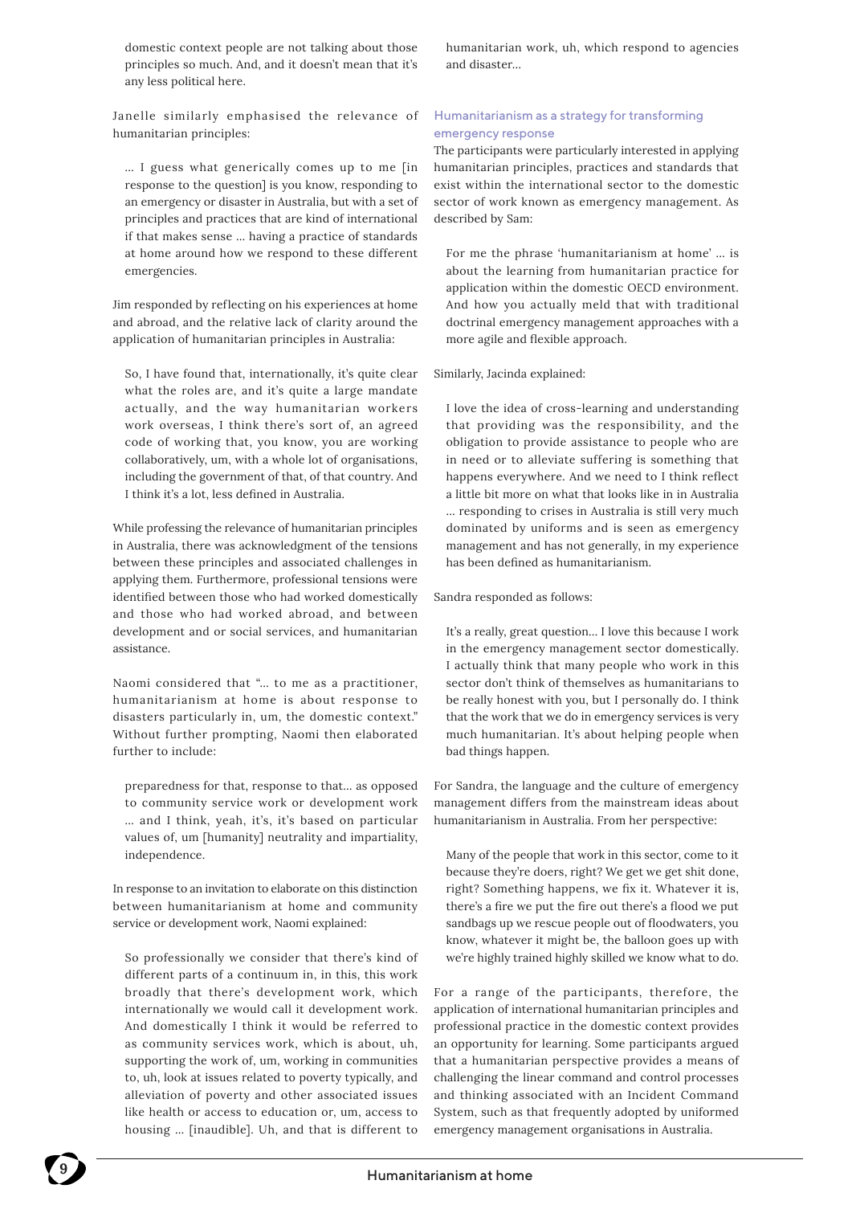domestic context people are not talking about those principles so much. And, and it doesn't mean that it's any less political here.

Janelle similarly emphasised the relevance of humanitarian principles:

> … I guess what generically comes up to me [in response to the question] is you know, responding to an emergency or disaster in Australia, but with a set of principles and practices that are kind of international if that makes sense … having a practice of standards at home around how we respond to these different emergencies.

Jim responded by reflecting on his experiences at home and abroad, and the relative lack of clarity around the application of humanitarian principles in Australia:

> So, I have found that, internationally, it's quite clear what the roles are, and it's quite a large mandate actually, and the way humanitarian workers work overseas, I think there's sort of, an agreed code of working that, you know, you are working collaboratively, um, with a whole lot of organisations, including the government of that, of that country. And I think it's a lot, less defined in Australia.

While professing the relevance of humanitarian principles in Australia, there was acknowledgment of the tensions between these principles and associated challenges in applying them. Furthermore, professional tensions were identified between those who had worked domestically and those who had worked abroad, and between development and or social services, and humanitarian assistance.

Naomi considered that "… to me as a practitioner, humanitarianism at home is about response to disasters particularly in, um, the domestic context." Without further prompting, Naomi then elaborated further to include:

> preparedness for that, response to that… as opposed to community service work or development work … and I think, yeah, it's, it's based on particular values of, um [humanity] neutrality and impartiality, independence.

In response to an invitation to elaborate on this distinction between humanitarianism at home and community service or development work, Naomi explained:

> So professionally we consider that there's kind of different parts of a continuum in, in this, this work broadly that there's development work, which internationally we would call it development work. And domestically I think it would be referred to as community services work, which is about, uh, supporting the work of, um, working in communities to, uh, look at issues related to poverty typically, and alleviation of poverty and other associated issues like health or access to education or, um, access to housing … [inaudible]. Uh, and that is different to humanitarian work, uh, which respond to agencies and disaster…

### Humanitarianism as a strategy for transforming emergency response

The participants were particularly interested in applying humanitarian principles, practices and standards that exist within the international sector to the domestic sector of work known as emergency management. As described by Sam:

> For me the phrase 'humanitarianism at home' … is about the learning from humanitarian practice for application within the domestic OECD environment. And how you actually meld that with traditional doctrinal emergency management approaches with a more agile and flexible approach.

Similarly, Jacinda explained:

> I love the idea of cross-learning and understanding that providing was the responsibility, and the obligation to provide assistance to people who are in need or to alleviate suffering is something that happens everywhere. And we need to I think reflect a little bit more on what that looks like in in Australia … responding to crises in Australia is still very much dominated by uniforms and is seen as emergency management and has not generally, in my experience has been defined as humanitarianism.

Sandra responded as follows:

> It's a really, great question… I love this because I work in the emergency management sector domestically. I actually think that many people who work in this sector don't think of themselves as humanitarians to be really honest with you, but I personally do. I think that the work that we do in emergency services is very much humanitarian. It's about helping people when bad things happen.

For Sandra, the language and the culture of emergency management differs from the mainstream ideas about humanitarianism in Australia. From her perspective:

> Many of the people that work in this sector, come to it because they're doers, right? We get we get shit done, right? Something happens, we fix it. Whatever it is, there's a fire we put the fire out there's a flood we put sandbags up we rescue people out of floodwaters, you know, whatever it might be, the balloon goes up with we're highly trained highly skilled we know what to do.

For a range of the participants, therefore, the application of international humanitarian principles and professional practice in the domestic context provides an opportunity for learning. Some participants argued that a humanitarian perspective provides a means of challenging the linear command and control processes and thinking associated with an Incident Command System, such as that frequently adopted by uniformed emergency management organisations in Australia.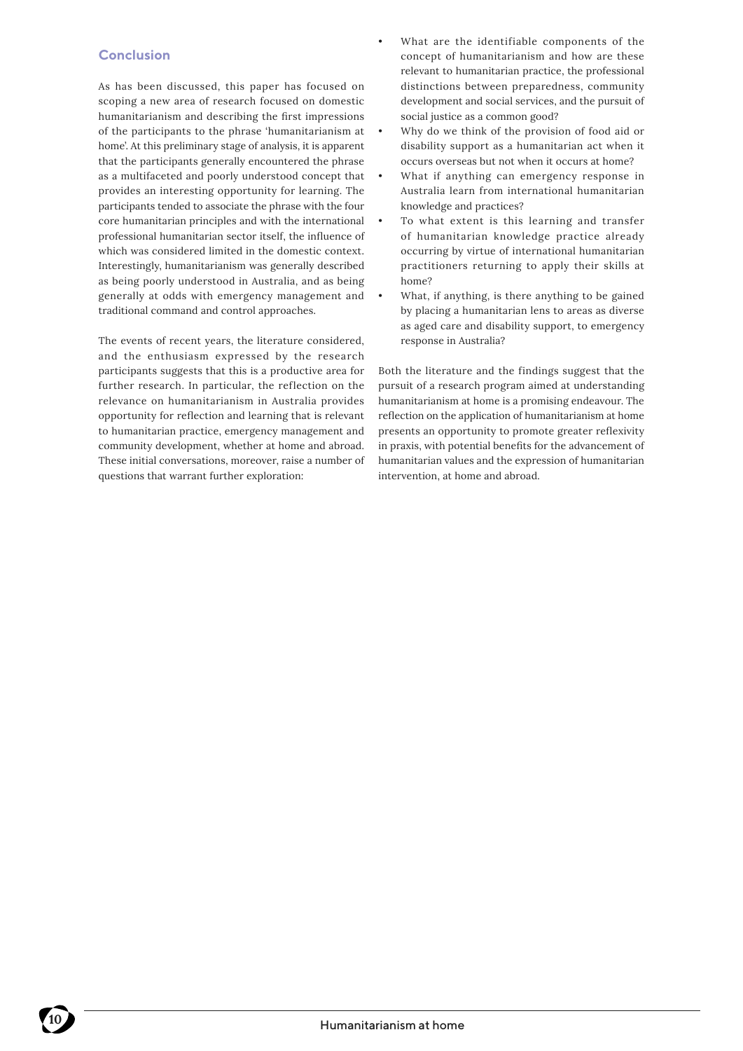## Conclusion

As has been discussed, this paper has focused on scoping a new area of research focused on domestic humanitarianism and describing the first impressions of the participants to the phrase 'humanitarianism at home'. At this preliminary stage of analysis, it is apparent that the participants generally encountered the phrase as a multifaceted and poorly understood concept that provides an interesting opportunity for learning. The participants tended to associate the phrase with the four core humanitarian principles and with the international professional humanitarian sector itself, the influence of which was considered limited in the domestic context. Interestingly, humanitarianism was generally described as being poorly understood in Australia, and as being generally at odds with emergency management and traditional command and control approaches.

The events of recent years, the literature considered, and the enthusiasm expressed by the research participants suggests that this is a productive area for further research. In particular, the reflection on the relevance on humanitarianism in Australia provides opportunity for reflection and learning that is relevant to humanitarian practice, emergency management and community development, whether at home and abroad. These initial conversations, moreover, raise a number of questions that warrant further exploration:

- What are the identifiable components of the concept of humanitarianism and how are these relevant to humanitarian practice, the professional distinctions between preparedness, community development and social services, and the pursuit of social justice as a common good?
- Why do we think of the provision of food aid or disability support as a humanitarian act when it occurs overseas but not when it occurs at home?
- What if anything can emergency response in Australia learn from international humanitarian knowledge and practices?
- To what extent is this learning and transfer of humanitarian knowledge practice already occurring by virtue of international humanitarian practitioners returning to apply their skills at home?
- What, if anything, is there anything to be gained by placing a humanitarian lens to areas as diverse as aged care and disability support, to emergency response in Australia?

Both the literature and the findings suggest that the pursuit of a research program aimed at understanding humanitarianism at home is a promising endeavour. The reflection on the application of humanitarianism at home presents an opportunity to promote greater reflexivity in praxis, with potential benefits for the advancement of humanitarian values and the expression of humanitarian intervention, at home and abroad.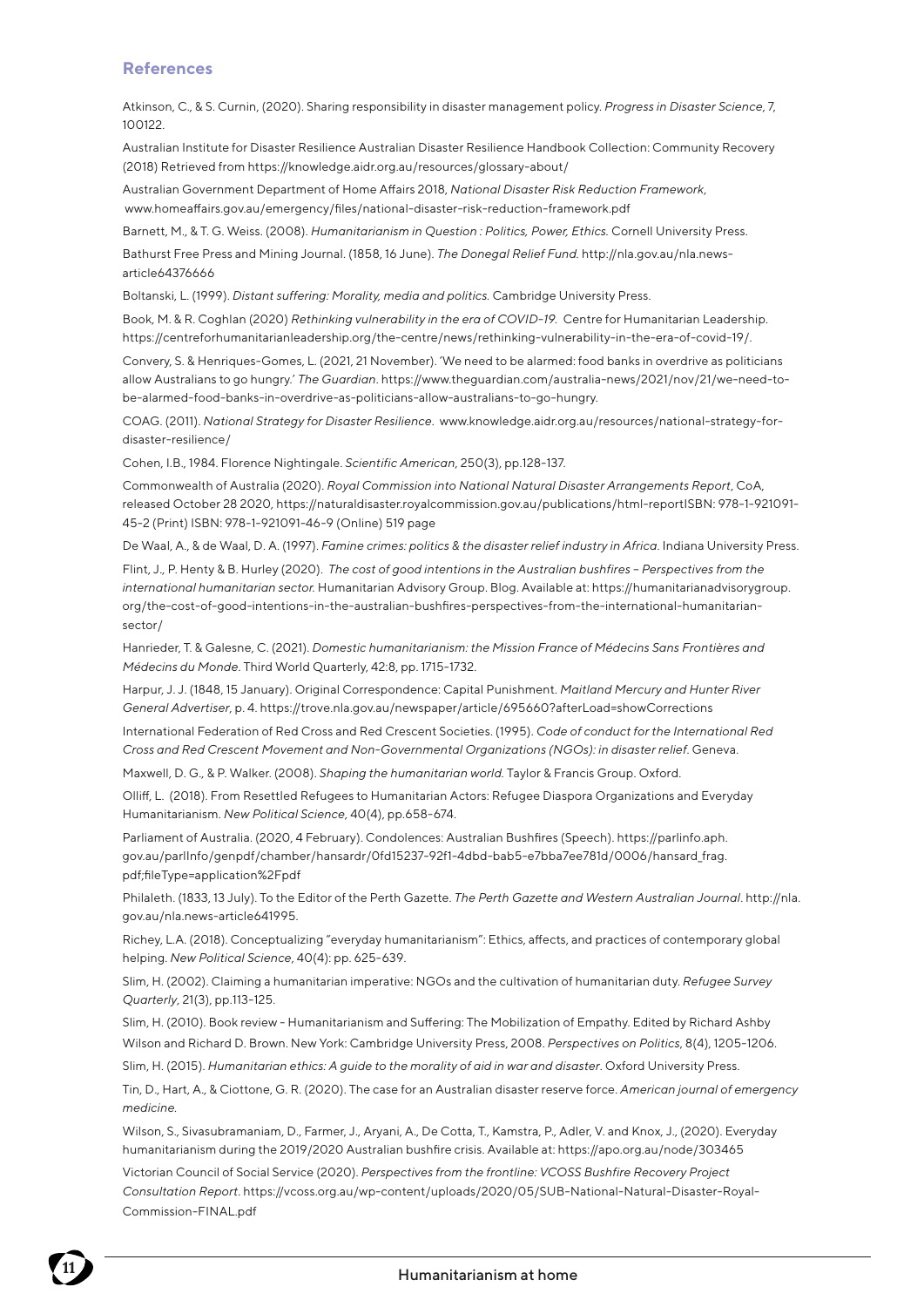## References

Atkinson, C., & S. Curnin, (2020). Sharing responsibility in disaster management policy. *Progress in Disaster Science*, 7, 100122.

Australian Institute for Disaster Resilience Australian Disaster Resilience Handbook Collection: Community Recovery (2018) Retrieved from https://knowledge.aidr.org.au/resources/glossary-about/

Australian Government Department of Home Affairs 2018, *National Disaster Risk Reduction Framework*, www.homeaffairs.gov.au/emergency/files/national-disaster-risk-reduction-framework.pdf

Barnett, M., & T. G. Weiss. (2008). *Humanitarianism in Question : Politics, Power, Ethics.* Cornell University Press.

Bathurst Free Press and Mining Journal. (1858, 16 June). *The Donegal Relief Fund.* http://nla.gov.au/nla.news-article64376666

Boltanski, L. (1999). *Distant suffering: Morality, media and politics.* Cambridge University Press.

Book, M. & R. Coghlan (2020) *Rethinking vulnerability in the era of COVID-19.* Centre for Humanitarian Leadership. https://centreforhumanitarianleadership.org/the-centre/news/rethinking-vulnerability-in-the-era-of-covid-19/.

Convery, S. & Henriques-Gomes, L. (2021, 21 November). 'We need to be alarmed: food banks in overdrive as politicians allow Australians to go hungry.' *The Guardian*. https://www.theguardian.com/australia-news/2021/nov/21/we-need-to-be-alarmed-food-banks-in-overdrive-as-politicians-allow-australians-to-go-hungry.

COAG. (2011). *National Strategy for Disaster Resilience.* www.knowledge.aidr.org.au/resources/national-strategy-for-disaster-resilience/

Cohen, I.B., 1984. Florence Nightingale. *Scientific American*, 250(3), pp.128-137.

Commonwealth of Australia (2020). *Royal Commission into National Natural Disaster Arrangements Report*, CoA, released October 28 2020, https://naturaldisaster.royalcommission.gov.au/publications/html-reportISBN: 978-1-921091-45-2 (Print) ISBN: 978-1-921091-46-9 (Online) 519 page

De Waal, A., & de Waal, D. A. (1997). *Famine crimes: politics & the disaster relief industry in Africa.* Indiana University Press.

Flint, J., P. Henty & B. Hurley (2020). *The cost of good intentions in the Australian bushfires – Perspectives from the international humanitarian sector.* Humanitarian Advisory Group. Blog. Available at: https://humanitarianadvisorygroup.org/the-cost-of-good-intentions-in-the-australian-bushfires-perspectives-from-the-international-humanitarian-sector/

Hanrieder, T. & Galesne, C. (2021). *Domestic humanitarianism: the Mission France of Médecins Sans Frontières and Médecins du Monde.* Third World Quarterly, 42:8, pp. 1715-1732.

Harpur, J. J. (1848, 15 January). Original Correspondence: Capital Punishment. *Maitland Mercury and Hunter River General Advertiser*, p. 4. https://trove.nla.gov.au/newspaper/article/695660?afterLoad=showCorrections

International Federation of Red Cross and Red Crescent Societies. (1995). *Code of conduct for the International Red Cross and Red Crescent Movement and Non-Governmental Organizations (NGOs): in disaster relief.* Geneva.

Maxwell, D. G., & P. Walker. (2008). *Shaping the humanitarian world.* Taylor & Francis Group. Oxford.

Olliff, L. (2018). From Resettled Refugees to Humanitarian Actors: Refugee Diaspora Organizations and Everyday Humanitarianism. *New Political Science*, 40(4), pp.658-674.

Parliament of Australia. (2020, 4 February). Condolences: Australian Bushfires (Speech). https://parlinfo.aph.gov.au/parlInfo/genpdf/chamber/hansardr/0fd15237-92f1-4dbd-bab5-e7bba7ee781d/0006/hansard_frag.pdf;fileType=application%2Fpdf

Philaleth. (1833, 13 July). To the Editor of the Perth Gazette. *The Perth Gazette and Western Australian Journal*. http://nla.gov.au/nla.news-article641995.

Richey, L.A. (2018). Conceptualizing "everyday humanitarianism": Ethics, affects, and practices of contemporary global helping. *New Political Science*, 40(4): pp. 625-639.

Slim, H. (2002). Claiming a humanitarian imperative: NGOs and the cultivation of humanitarian duty. *Refugee Survey Quarterly*, 21(3), pp.113-125.

Slim, H. (2010). Book review - Humanitarianism and Suffering: The Mobilization of Empathy. Edited by Richard Ashby Wilson and Richard D. Brown. New York: Cambridge University Press, 2008. *Perspectives on Politics*, 8(4), 1205-1206.

Slim, H. (2015). *Humanitarian ethics: A guide to the morality of aid in war and disaster*. Oxford University Press.

Tin, D., Hart, A., & Ciottone, G. R. (2020). The case for an Australian disaster reserve force. *American journal of emergency medicine.*

Wilson, S., Sivasubramaniam, D., Farmer, J., Aryani, A., De Cotta, T., Kamstra, P., Adler, V. and Knox, J., (2020). Everyday humanitarianism during the 2019/2020 Australian bushfire crisis. Available at: https://apo.org.au/node/303465

Victorian Council of Social Service (2020). *Perspectives from the frontline: VCOSS Bushfire Recovery Project Consultation Report*. https://vcoss.org.au/wp-content/uploads/2020/05/SUB-National-Natural-Disaster-Royal-Commission-FINAL.pdf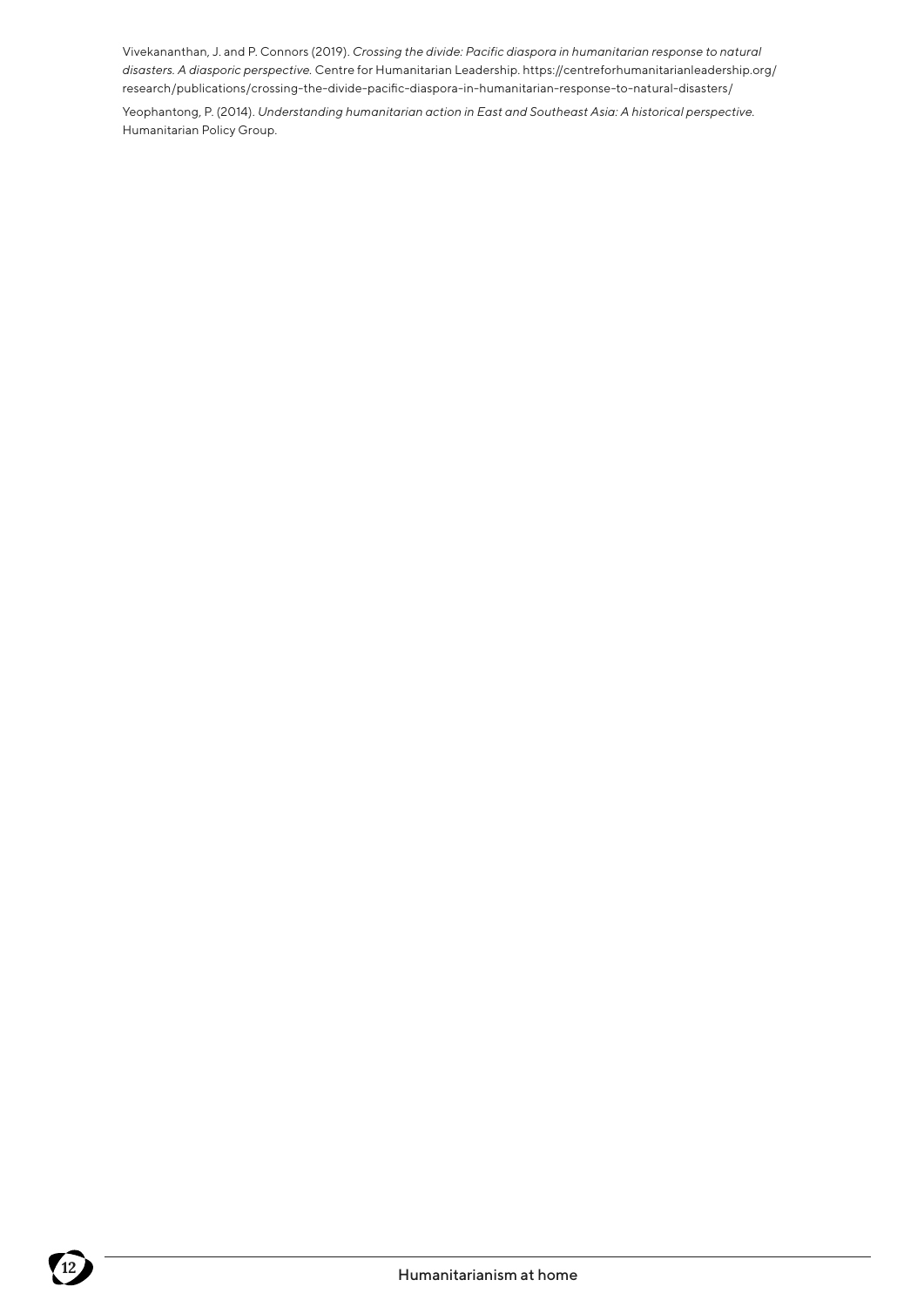Vivekananthan, J. and P. Connors (2019). *Crossing the divide: Pacific diaspora in humanitarian response to natural disasters. A diasporic perspective.* Centre for Humanitarian Leadership. https://centreforhumanitarianleadership.org/research/publications/crossing-the-divide-pacific-diaspora-in-humanitarian-response-to-natural-disasters/

Yeophantong, P. (2014). *Understanding humanitarian action in East and Southeast Asia: A historical perspective.* Humanitarian Policy Group.